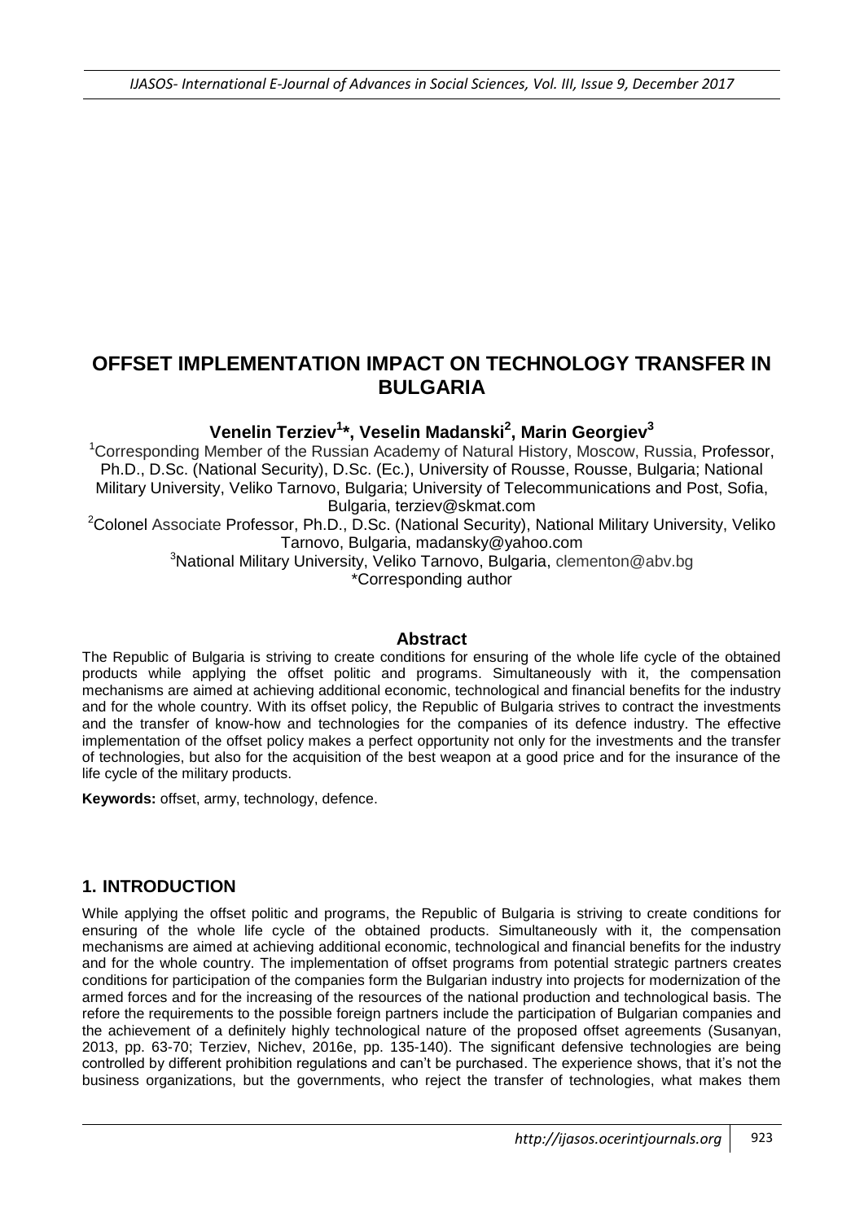# OFFSET IMPLEMENTATION IMPACT ON TECHNOLOGY TRANSFER IN BULGARIA

**Venelin Terziev[1]*, Veselin Madanski[2], Marin Georgiev[3]**

[1]Corresponding Member of the Russian Academy of Natural History, Moscow, Russia, Professor, Ph.D., D.Sc. (National Security), D.Sc. (Ec.), University of Rousse, Rousse, Bulgaria; National Military University, Veliko Tarnovo, Bulgaria; University of Telecommunications and Post, Sofia, Bulgaria, terziev@skmat.com

[2]Colonel Associate Professor, Ph.D., D.Sc. (National Security), National Military University, Veliko Tarnovo, Bulgaria, madansky@yahoo.com

[3]National Military University, Veliko Tarnovo, Bulgaria, clementon@abv.bg

*Corresponding author

## Abstract

The Republic of Bulgaria is striving to create conditions for ensuring of the whole life cycle of the obtained products while applying the offset politic and programs. Simultaneously with it, the compensation mechanisms are aimed at achieving additional economic, technological and financial benefits for the industry and for the whole country. With its offset policy, the Republic of Bulgaria strives to contract the investments and the transfer of know-how and technologies for the companies of its defence industry. The effective implementation of the offset policy makes a perfect opportunity not only for the investments and the transfer of technologies, but also for the acquisition of the best weapon at a good price and for the insurance of the life cycle of the military products.

**Keywords:** offset, army, technology, defence.

## 1. INTRODUCTION

While applying the offset politic and programs, the Republic of Bulgaria is striving to create conditions for ensuring of the whole life cycle of the obtained products. Simultaneously with it, the compensation mechanisms are aimed at achieving additional economic, technological and financial benefits for the industry and for the whole country. The implementation of offset programs from potential strategic partners creates conditions for participation of the companies form the Bulgarian industry into projects for modernization of the armed forces and for the increasing of the resources of the national production and technological basis. The refore the requirements to the possible foreign partners include the participation of Bulgarian companies and the achievement of a definitely highly technological nature of the proposed offset agreements (Susanyan, 2013, pp. 63-70; Terziev, Nichev, 2016e, pp. 135-140). The significant defensive technologies are being controlled by different prohibition regulations and can't be purchased. The experience shows, that it's not the business organizations, but the governments, who reject the transfer of technologies, what makes them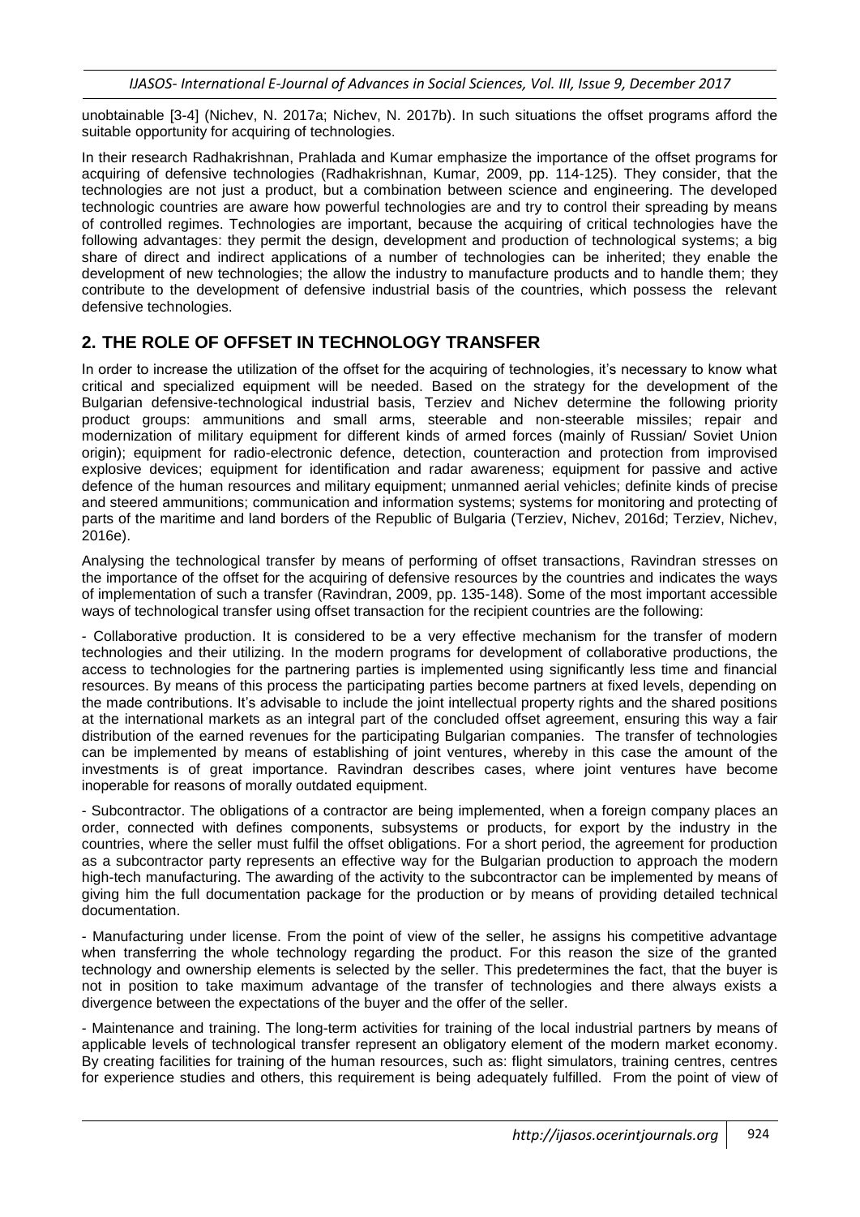unobtainable [3-4] (Nichev, N. 2017a; Nichev, N. 2017b). In such situations the offset programs afford the suitable opportunity for acquiring of technologies.

In their research Radhakrishnan, Prahlada and Kumar emphasize the importance of the offset programs for acquiring of defensive technologies (Radhakrishnan, Kumar, 2009, pp. 114-125). They consider, that the technologies are not just a product, but a combination between science and engineering. The developed technologic countries are aware how powerful technologies are and try to control their spreading by means of controlled regimes. Technologies are important, because the acquiring of critical technologies have the following advantages: they permit the design, development and production of technological systems; a big share of direct and indirect applications of a number of technologies can be inherited; they enable the development of new technologies; the allow the industry to manufacture products and to handle them; they contribute to the development of defensive industrial basis of the countries, which possess the relevant defensive technologies.

## 2. THE ROLE OF OFFSET IN TECHNOLOGY TRANSFER

In order to increase the utilization of the offset for the acquiring of technologies, it's necessary to know what critical and specialized equipment will be needed. Based on the strategy for the development of the Bulgarian defensive-technological industrial basis, Terziev and Nichev determine the following priority product groups: ammunitions and small arms, steerable and non-steerable missiles; repair and modernization of military equipment for different kinds of armed forces (mainly of Russian/ Soviet Union origin); equipment for radio-electronic defence, detection, counteraction and protection from improvised explosive devices; equipment for identification and radar awareness; equipment for passive and active defence of the human resources and military equipment; unmanned aerial vehicles; definite kinds of precise and steered ammunitions; communication and information systems; systems for monitoring and protecting of parts of the maritime and land borders of the Republic of Bulgaria (Terziev, Nichev, 2016d; Terziev, Nichev, 2016e).

Analysing the technological transfer by means of performing of offset transactions, Ravindran stresses on the importance of the offset for the acquiring of defensive resources by the countries and indicates the ways of implementation of such a transfer (Ravindran, 2009, pp. 135-148). Some of the most important accessible ways of technological transfer using offset transaction for the recipient countries are the following:

- Collaborative production. It is considered to be a very effective mechanism for the transfer of modern technologies and their utilizing. In the modern programs for development of collaborative productions, the access to technologies for the partnering parties is implemented using significantly less time and financial resources. By means of this process the participating parties become partners at fixed levels, depending on the made contributions. It's advisable to include the joint intellectual property rights and the shared positions at the international markets as an integral part of the concluded offset agreement, ensuring this way a fair distribution of the earned revenues for the participating Bulgarian companies. The transfer of technologies can be implemented by means of establishing of joint ventures, whereby in this case the amount of the investments is of great importance. Ravindran describes cases, where joint ventures have become inoperable for reasons of morally outdated equipment.

- Subcontractor. The obligations of a contractor are being implemented, when a foreign company places an order, connected with defines components, subsystems or products, for export by the industry in the countries, where the seller must fulfil the offset obligations. For a short period, the agreement for production as a subcontractor party represents an effective way for the Bulgarian production to approach the modern high-tech manufacturing. The awarding of the activity to the subcontractor can be implemented by means of giving him the full documentation package for the production or by means of providing detailed technical documentation.

- Manufacturing under license. From the point of view of the seller, he assigns his competitive advantage when transferring the whole technology regarding the product. For this reason the size of the granted technology and ownership elements is selected by the seller. This predetermines the fact, that the buyer is not in position to take maximum advantage of the transfer of technologies and there always exists a divergence between the expectations of the buyer and the offer of the seller.

- Maintenance and training. The long-term activities for training of the local industrial partners by means of applicable levels of technological transfer represent an obligatory element of the modern market economy. By creating facilities for training of the human resources, such as: flight simulators, training centres, centres for experience studies and others, this requirement is being adequately fulfilled. From the point of view of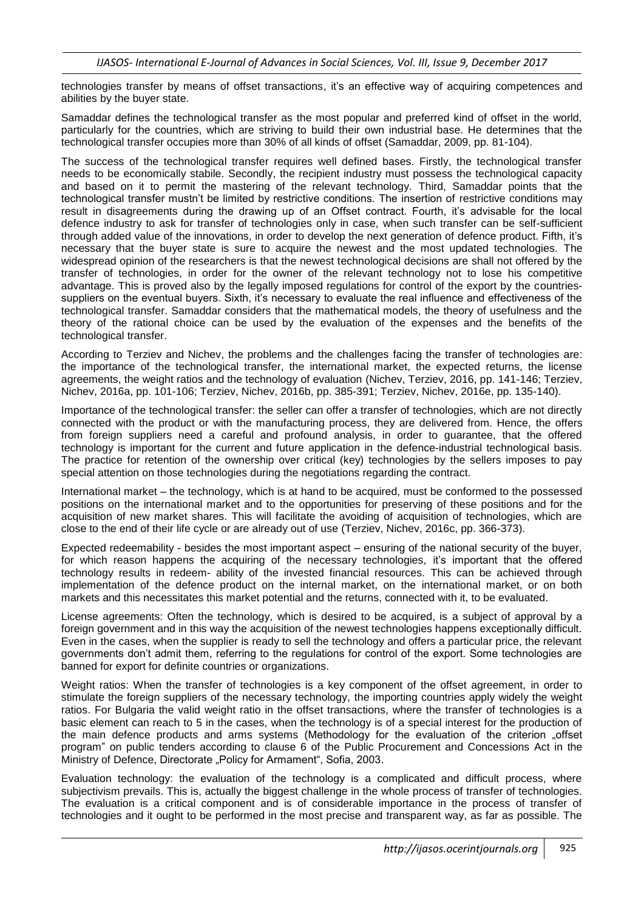technologies transfer by means of offset transactions, it's an effective way of acquiring competences and abilities by the buyer state.

Samaddar defines the technological transfer as the most popular and preferred kind of offset in the world, particularly for the countries, which are striving to build their own industrial base. He determines that the technological transfer occupies more than 30% of all kinds of offset (Samaddar, 2009, pp. 81-104).

The success of the technological transfer requires well defined bases. Firstly, the technological transfer needs to be economically stabile. Secondly, the recipient industry must possess the technological capacity and based on it to permit the mastering of the relevant technology. Third, Samaddar points that the technological transfer mustn't be limited by restrictive conditions. The insertion of restrictive conditions may result in disagreements during the drawing up of an Offset contract. Fourth, it's advisable for the local defence industry to ask for transfer of technologies only in case, when such transfer can be self-sufficient through added value of the innovations, in order to develop the next generation of defence product. Fifth, it's necessary that the buyer state is sure to acquire the newest and the most updated technologies. The widespread opinion of the researchers is that the newest technological decisions are shall not offered by the transfer of technologies, in order for the owner of the relevant technology not to lose his competitive advantage. This is proved also by the legally imposed regulations for control of the export by the countries-suppliers on the eventual buyers. Sixth, it's necessary to evaluate the real influence and effectiveness of the technological transfer. Samaddar considers that the mathematical models, the theory of usefulness and the theory of the rational choice can be used by the evaluation of the expenses and the benefits of the technological transfer.

According to Terziev and Nichev, the problems and the challenges facing the transfer of technologies are: the importance of the technological transfer, the international market, the expected returns, the license agreements, the weight ratios and the technology of evaluation (Nichev, Terziev, 2016, pp. 141-146; Terziev, Nichev, 2016a, pp. 101-106; Terziev, Nichev, 2016b, pp. 385-391; Terziev, Nichev, 2016e, pp. 135-140).

Importance of the technological transfer: the seller can offer a transfer of technologies, which are not directly connected with the product or with the manufacturing process, they are delivered from. Hence, the offers from foreign suppliers need a careful and profound analysis, in order to guarantee, that the offered technology is important for the current and future application in the defence-industrial technological basis. The practice for retention of the ownership over critical (key) technologies by the sellers imposes to pay special attention on those technologies during the negotiations regarding the contract.

International market – the technology, which is at hand to be acquired, must be conformed to the possessed positions on the international market and to the opportunities for preserving of these positions and for the acquisition of new market shares. This will facilitate the avoiding of acquisition of technologies, which are close to the end of their life cycle or are already out of use (Terziev, Nichev, 2016c, pp. 366-373).

Expected redeemability - besides the most important aspect – ensuring of the national security of the buyer, for which reason happens the acquiring of the necessary technologies, it's important that the offered technology results in redeem- ability of the invested financial resources. This can be achieved through implementation of the defence product on the internal market, on the international market, or on both markets and this necessitates this market potential and the returns, connected with it, to be evaluated.

License agreements: Often the technology, which is desired to be acquired, is a subject of approval by a foreign government and in this way the acquisition of the newest technologies happens exceptionally difficult. Even in the cases, when the supplier is ready to sell the technology and offers a particular price, the relevant governments don't admit them, referring to the regulations for control of the export. Some technologies are banned for export for definite countries or organizations.

Weight ratios: When the transfer of technologies is a key component of the offset agreement, in order to stimulate the foreign suppliers of the necessary technology, the importing countries apply widely the weight ratios. For Bulgaria the valid weight ratio in the offset transactions, where the transfer of technologies is a basic element can reach to 5 in the cases, when the technology is of a special interest for the production of the main defence products and arms systems (Methodology for the evaluation of the criterion „offset program" on public tenders according to clause 6 of the Public Procurement and Concessions Act in the Ministry of Defence, Directorate „Policy for Armament", Sofia, 2003.

Evaluation technology: the evaluation of the technology is a complicated and difficult process, where subjectivism prevails. This is, actually the biggest challenge in the whole process of transfer of technologies. The evaluation is a critical component and is of considerable importance in the process of transfer of technologies and it ought to be performed in the most precise and transparent way, as far as possible. The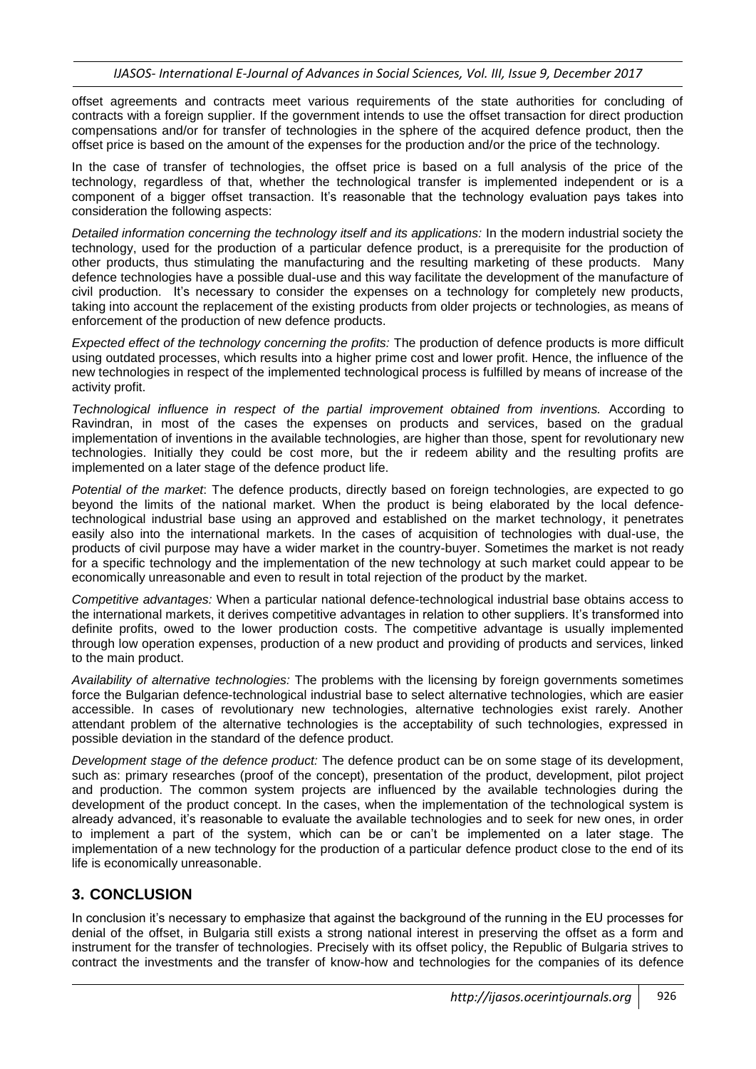offset agreements and contracts meet various requirements of the state authorities for concluding of contracts with a foreign supplier. If the government intends to use the offset transaction for direct production compensations and/or for transfer of technologies in the sphere of the acquired defence product, then the offset price is based on the amount of the expenses for the production and/or the price of the technology.

In the case of transfer of technologies, the offset price is based on a full analysis of the price of the technology, regardless of that, whether the technological transfer is implemented independent or is a component of a bigger offset transaction. It's reasonable that the technology evaluation pays takes into consideration the following aspects:

*Detailed information concerning the technology itself and its applications:* In the modern industrial society the technology, used for the production of a particular defence product, is a prerequisite for the production of other products, thus stimulating the manufacturing and the resulting marketing of these products. Many defence technologies have a possible dual-use and this way facilitate the development of the manufacture of civil production. It's necessary to consider the expenses on a technology for completely new products, taking into account the replacement of the existing products from older projects or technologies, as means of enforcement of the production of new defence products.

*Expected effect of the technology concerning the profits:* The production of defence products is more difficult using outdated processes, which results into a higher prime cost and lower profit. Hence, the influence of the new technologies in respect of the implemented technological process is fulfilled by means of increase of the activity profit.

*Technological influence in respect of the partial improvement obtained from inventions.* According to Ravindran, in most of the cases the expenses on products and services, based on the gradual implementation of inventions in the available technologies, are higher than those, spent for revolutionary new technologies. Initially they could be cost more, but the ir redeem ability and the resulting profits are implemented on a later stage of the defence product life.

*Potential of the market*: The defence products, directly based on foreign technologies, are expected to go beyond the limits of the national market. When the product is being elaborated by the local defence-technological industrial base using an approved and established on the market technology, it penetrates easily also into the international markets. In the cases of acquisition of technologies with dual-use, the products of civil purpose may have a wider market in the country-buyer. Sometimes the market is not ready for a specific technology and the implementation of the new technology at such market could appear to be economically unreasonable and even to result in total rejection of the product by the market.

*Competitive advantages:* When a particular national defence-technological industrial base obtains access to the international markets, it derives competitive advantages in relation to other suppliers. It's transformed into definite profits, owed to the lower production costs. The competitive advantage is usually implemented through low operation expenses, production of a new product and providing of products and services, linked to the main product.

*Availability of alternative technologies:* The problems with the licensing by foreign governments sometimes force the Bulgarian defence-technological industrial base to select alternative technologies, which are easier accessible. In cases of revolutionary new technologies, alternative technologies exist rarely. Another attendant problem of the alternative technologies is the acceptability of such technologies, expressed in possible deviation in the standard of the defence product.

*Development stage of the defence product:* The defence product can be on some stage of its development, such as: primary researches (proof of the concept), presentation of the product, development, pilot project and production. The common system projects are influenced by the available technologies during the development of the product concept. In the cases, when the implementation of the technological system is already advanced, it's reasonable to evaluate the available technologies and to seek for new ones, in order to implement a part of the system, which can be or can't be implemented on a later stage. The implementation of a new technology for the production of a particular defence product close to the end of its life is economically unreasonable.

## 3. CONCLUSION

In conclusion it's necessary to emphasize that against the background of the running in the EU processes for denial of the offset, in Bulgaria still exists a strong national interest in preserving the offset as a form and instrument for the transfer of technologies. Precisely with its offset policy, the Republic of Bulgaria strives to contract the investments and the transfer of know-how and technologies for the companies of its defence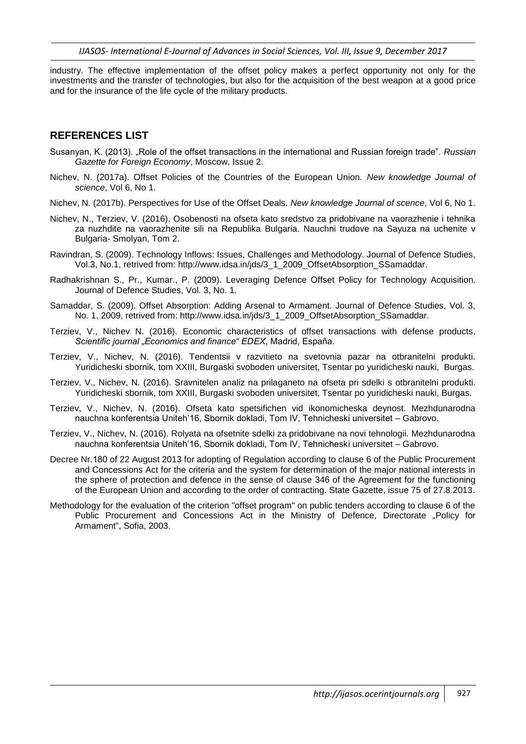industry. The effective implementation of the offset policy makes a perfect opportunity not only for the investments and the transfer of technologies, but also for the acquisition of the best weapon at a good price and for the insurance of the life cycle of the military products.

## REFERENCES LIST

Susanyan, K. (2013). „Role of the offset transactions in the international and Russian foreign trade". *Russian Gazette for Foreign Economy*, Moscow, Issue 2.

Nichev, N. (2017a). Offset Policies of the Countries of the European Union. *New knowledge Journal of science*, Vol 6, No 1.

Nichev, N. (2017b). Perspectives for Use of the Offset Deals. *New knowledge Journal of scence*, Vol 6, No 1.

Nichev, N., Terziev, V. (2016). Osobenosti na ofseta kato sredstvo za pridobivane na vaorazhenie i tehnika za nuzhdite na vaorazhenite sili na Republika Bulgaria. Nauchni trudove na Sayuza na uchenite v Bulgaria- Smolyan, Tom 2.

Ravindran, S. (2009). Technology Inflows: Issues, Challenges and Methodology. Journal of Defence Studies, Vol.3, No.1, retrived from: http://www.idsa.in/jds/3_1_2009_OffsetAbsorption_SSamaddar.

Radhakrishnan S., Pr., Kumar., P. (2009). Leveraging Defence Offset Policy for Technology Acquisition. Journal of Defence Studies, Vol. 3, No. 1.

Samaddar, S. (2009). Offset Absorption: Adding Arsenal to Armament. Journal of Defence Studies, Vol. 3, No. 1, 2009, retrived from: http://www.idsa.in/jds/3_1_2009_OffsetAbsorption_SSamaddar.

Terziev, V., Nichev N. (2016). Economic characteristics of offset transactions with defense products. *Scientific journal „Economics and finance" EDEX*, Madrid, España.

Terziev, V., Nichev, N. (2016). Tendentsii v razvitieto na svetovnia pazar na otbranitelni produkti. Yuridicheski sbornik, tom XXIII, Burgaski svoboden universitet, Tsentar po yuridicheski nauki, Burgas.

Terziev, V., Nichev, N. (2016). Sravnitelen analiz na prilaganeto na ofseta pri sdelki s otbranitelni produkti. Yuridicheski sbornik, tom XXIII, Burgaski svoboden universitet, Tsentar po yuridicheski nauki, Burgas.

Terziev, V., Nichev, N. (2016). Ofseta kato spetsifichen vid ikonomicheska deynost. Mezhdunarodna nauchna konferentsia Uniteh'16, Sbornik dokladi, Tom IV, Tehnicheski universitet – Gabrovo.

Terziev, V., Nichev, N. (2016). Rolyata na ofsetnite sdelki za pridobivane na novi tehnologii. Mezhdunarodna nauchna konferentsia Uniteh'16, Sbornik dokladi, Tom IV, Tehnicheski universitet – Gabrovo.

Decree Nr.180 of 22 August 2013 for adopting of Regulation according to clause 6 of the Public Procurement and Concessions Act for the criteria and the system for determination of the major national interests in the sphere of protection and defence in the sense of clause 346 of the Agreement for the functioning of the European Union and according to the order of contracting. State Gazette, issue 75 of 27.8.2013.

Methodology for the evaluation of the criterion "offset program" on public tenders according to clause 6 of the Public Procurement and Concessions Act in the Ministry of Defence, Directorate „Policy for Armament", Sofia, 2003.